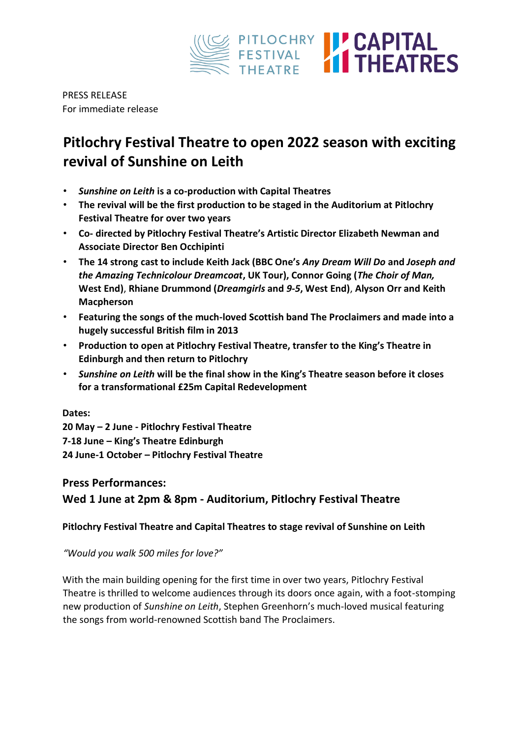PRESS RELEASE
For immediate release

# Pitlochry Festival Theatre to open 2022 season with exciting revival of Sunshine on Leith

- ***Sunshine on Leith*** **is a co-production with Capital Theatres**
- **The revival will be the first production to be staged in the Auditorium at Pitlochry Festival Theatre for over two years**
- **Co- directed by Pitlochry Festival Theatre's Artistic Director Elizabeth Newman and Associate Director Ben Occhipinti**
- **The 14 strong cast to include Keith Jack (BBC One's** ***Any Dream Will Do*** **and** ***Joseph and the Amazing Technicolour Dreamcoat*****, UK Tour), Connor Going (*****The Choir of Man,*** **West End), Rhiane Drummond (*****Dreamgirls*** **and** ***9-5*****, West End), Alyson Orr and Keith Macpherson**
- **Featuring the songs of the much-loved Scottish band The Proclaimers and made into a hugely successful British film in 2013**
- **Production to open at Pitlochry Festival Theatre, transfer to the King's Theatre in Edinburgh and then return to Pitlochry**
- ***Sunshine on Leith*** **will be the final show in the King's Theatre season before it closes for a transformational £25m Capital Redevelopment**

**Dates:**
**20 May – 2 June - Pitlochry Festival Theatre**
**7-18 June – King's Theatre Edinburgh**
**24 June-1 October – Pitlochry Festival Theatre**

### Press Performances:
### Wed 1 June at 2pm & 8pm - Auditorium, Pitlochry Festival Theatre

**Pitlochry Festival Theatre and Capital Theatres to stage revival of Sunshine on Leith**

*"Would you walk 500 miles for love?"*

With the main building opening for the first time in over two years, Pitlochry Festival Theatre is thrilled to welcome audiences through its doors once again, with a foot-stomping new production of *Sunshine on Leith*, Stephen Greenhorn's much-loved musical featuring the songs from world-renowned Scottish band The Proclaimers.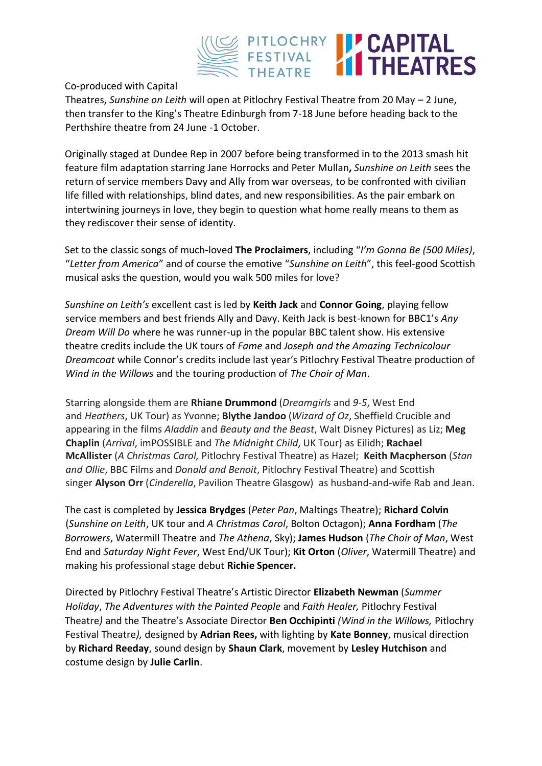Co-produced with Capital Theatres, *Sunshine on Leith* will open at Pitlochry Festival Theatre from 20 May – 2 June, then transfer to the King's Theatre Edinburgh from 7-18 June before heading back to the Perthshire theatre from 24 June -1 October.

Originally staged at Dundee Rep in 2007 before being transformed in to the 2013 smash hit feature film adaptation starring Jane Horrocks and Peter Mullan**,** *Sunshine on Leith* sees the return of service members Davy and Ally from war overseas, to be confronted with civilian life filled with relationships, blind dates, and new responsibilities. As the pair embark on intertwining journeys in love, they begin to question what home really means to them as they rediscover their sense of identity.

Set to the classic songs of much-loved **The Proclaimers**, including "*I'm Gonna Be (500 Miles)*, "*Letter from America*" and of course the emotive "*Sunshine on Leith*", this feel-good Scottish musical asks the question, would you walk 500 miles for love?

*Sunshine on Leith's* excellent cast is led by **Keith Jack** and **Connor Going**, playing fellow service members and best friends Ally and Davy. Keith Jack is best-known for BBC1's *Any Dream Will Do* where he was runner-up in the popular BBC talent show. His extensive theatre credits include the UK tours of *Fame* and *Joseph and the Amazing Technicolour Dreamcoat* while Connor's credits include last year's Pitlochry Festival Theatre production of *Wind in the Willows* and the touring production of *The Choir of Man*.

Starring alongside them are **Rhiane Drummond** (*Dreamgirls* and *9-5*, West End and *Heathers*, UK Tour) as Yvonne; **Blythe Jandoo** (*Wizard of Oz*, Sheffield Crucible and appearing in the films *Aladdin* and *Beauty and the Beast*, Walt Disney Pictures) as Liz; **Meg Chaplin** (*Arrival*, imPOSSIBLE and *The Midnight Child*, UK Tour) as Eilidh; **Rachael McAllister** (*A Christmas Carol,* Pitlochry Festival Theatre) as Hazel; **Keith Macpherson** (*Stan and Ollie*, BBC Films and *Donald and Benoit*, Pitlochry Festival Theatre) and Scottish singer **Alyson Orr** (*Cinderella*, Pavilion Theatre Glasgow) as husband-and-wife Rab and Jean.

The cast is completed by **Jessica Brydges** (*Peter Pan*, Maltings Theatre); **Richard Colvin** (*Sunshine on Leith*, UK tour and *A Christmas Carol*, Bolton Octagon); **Anna Fordham** (*The Borrowers*, Watermill Theatre and *The Athena*, Sky); **James Hudson** (*The Choir of Man*, West End and *Saturday Night Fever*, West End/UK Tour); **Kit Orton** (*Oliver*, Watermill Theatre) and making his professional stage debut **Richie Spencer.**

Directed by Pitlochry Festival Theatre's Artistic Director **Elizabeth Newman** (*Summer Holiday*, *The Adventures with the Painted People* and *Faith Healer,* Pitlochry Festival Theatre) and the Theatre's Associate Director **Ben Occhipinti** (*Wind in the Willows,* Pitlochry Festival Theatre), designed by **Adrian Rees,** with lighting by **Kate Bonney**, musical direction by **Richard Reeday**, sound design by **Shaun Clark**, movement by **Lesley Hutchison** and costume design by **Julie Carlin**.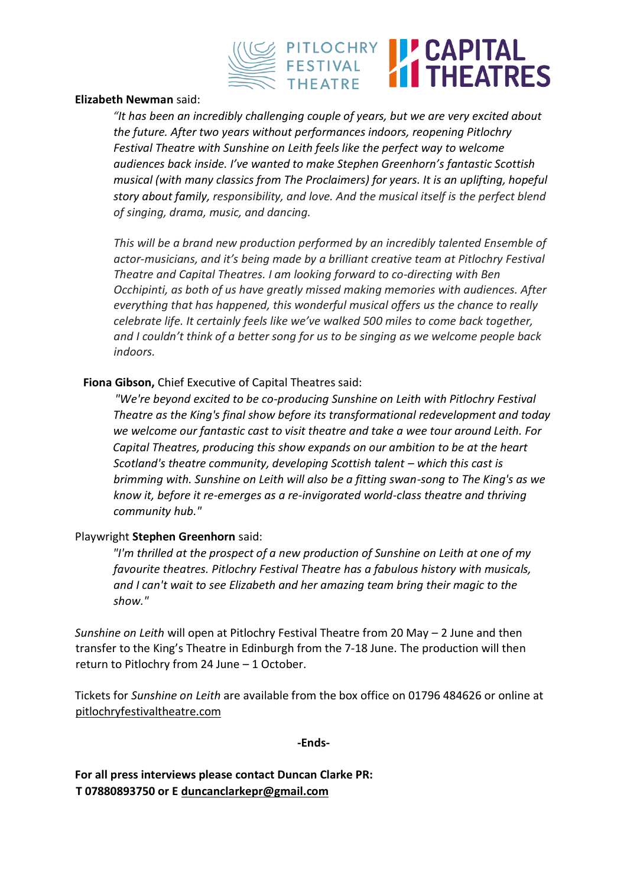**Elizabeth Newman** said:

*"It has been an incredibly challenging couple of years, but we are very excited about the future. After two years without performances indoors, reopening Pitlochry Festival Theatre with Sunshine on Leith feels like the perfect way to welcome audiences back inside. I've wanted to make Stephen Greenhorn's fantastic Scottish musical (with many classics from The Proclaimers) for years. It is an uplifting, hopeful story about family, responsibility, and love. And the musical itself is the perfect blend of singing, drama, music, and dancing.*

*This will be a brand new production performed by an incredibly talented Ensemble of actor-musicians, and it's being made by a brilliant creative team at Pitlochry Festival Theatre and Capital Theatres. I am looking forward to co-directing with Ben Occhipinti, as both of us have greatly missed making memories with audiences. After everything that has happened, this wonderful musical offers us the chance to really celebrate life. It certainly feels like we've walked 500 miles to come back together, and I couldn't think of a better song for us to be singing as we welcome people back indoors.*

**Fiona Gibson,** Chief Executive of Capital Theatres said:

*"We're beyond excited to be co-producing Sunshine on Leith with Pitlochry Festival Theatre as the King's final show before its transformational redevelopment and today we welcome our fantastic cast to visit theatre and take a wee tour around Leith. For Capital Theatres, producing this show expands on our ambition to be at the heart Scotland's theatre community, developing Scottish talent – which this cast is brimming with. Sunshine on Leith will also be a fitting swan-song to The King's as we know it, before it re-emerges as a re-invigorated world-class theatre and thriving community hub."*

Playwright **Stephen Greenhorn** said:

*"I'm thrilled at the prospect of a new production of Sunshine on Leith at one of my favourite theatres. Pitlochry Festival Theatre has a fabulous history with musicals, and I can't wait to see Elizabeth and her amazing team bring their magic to the show."*

*Sunshine on Leith* will open at Pitlochry Festival Theatre from 20 May – 2 June and then transfer to the King's Theatre in Edinburgh from the 7-18 June. The production will then return to Pitlochry from 24 June – 1 October.

Tickets for *Sunshine on Leith* are available from the box office on 01796 484626 or online at pitlochryfestivaltheatre.com

**-Ends-**

**For all press interviews please contact Duncan Clarke PR:**
**T 07880893750 or E duncanclarkepr@gmail.com**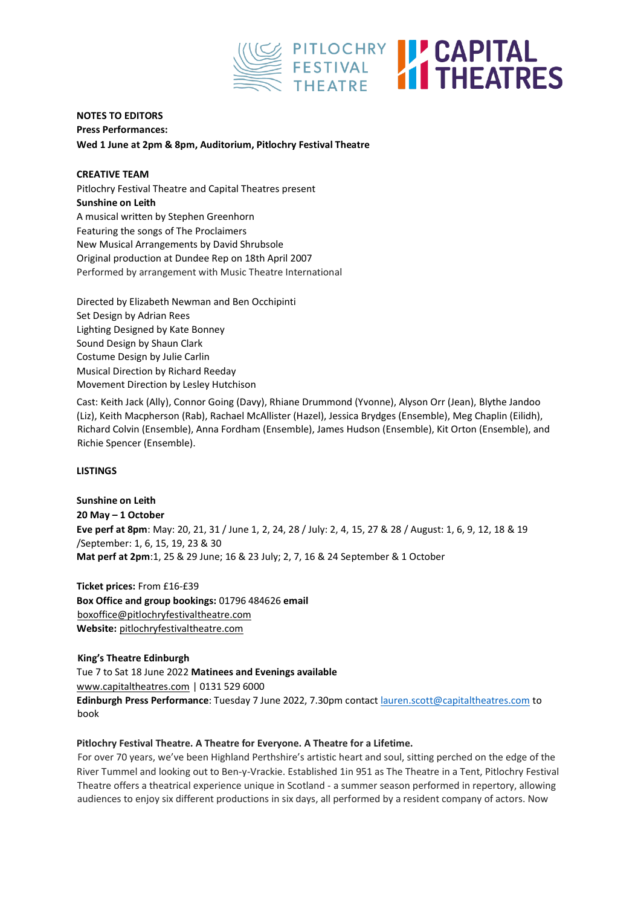**NOTES TO EDITORS**

**Press Performances:**

**Wed 1 June at 2pm & 8pm, Auditorium, Pitlochry Festival Theatre**

**CREATIVE TEAM**

Pitlochry Festival Theatre and Capital Theatres present

**Sunshine on Leith**

A musical written by Stephen Greenhorn

Featuring the songs of The Proclaimers

New Musical Arrangements by David Shrubsole

Original production at Dundee Rep on 18th April 2007

Performed by arrangement with Music Theatre International

Directed by Elizabeth Newman and Ben Occhipinti

Set Design by Adrian Rees

Lighting Designed by Kate Bonney

Sound Design by Shaun Clark

Costume Design by Julie Carlin

Musical Direction by Richard Reeday

Movement Direction by Lesley Hutchison

Cast: Keith Jack (Ally), Connor Going (Davy), Rhiane Drummond (Yvonne), Alyson Orr (Jean), Blythe Jandoo (Liz), Keith Macpherson (Rab), Rachael McAllister (Hazel), Jessica Brydges (Ensemble), Meg Chaplin (Eilidh), Richard Colvin (Ensemble), Anna Fordham (Ensemble), James Hudson (Ensemble), Kit Orton (Ensemble), and Richie Spencer (Ensemble).

**LISTINGS**

**Sunshine on Leith**

**20 May – 1 October**

**Eve perf at 8pm**: May: 20, 21, 31 / June 1, 2, 24, 28 / July: 2, 4, 15, 27 & 28 / August: 1, 6, 9, 12, 18 & 19 /September: 1, 6, 15, 19, 23 & 30

**Mat perf at 2pm**:1, 25 & 29 June; 16 & 23 July; 2, 7, 16 & 24 September & 1 October

**Ticket prices:** From £16-£39

**Box Office and group bookings:** 01796 484626 **email** boxoffice@pitlochryfestivaltheatre.com

**Website:** pitlochryfestivaltheatre.com

**King's Theatre Edinburgh**

Tue 7 to Sat 18 June 2022 **Matinees and Evenings available**

www.capitaltheatres.com | 0131 529 6000

**Edinburgh Press Performance**: Tuesday 7 June 2022, 7.30pm contact lauren.scott@capitaltheatres.com to book

**Pitlochry Festival Theatre. A Theatre for Everyone. A Theatre for a Lifetime.**

For over 70 years, we've been Highland Perthshire's artistic heart and soul, sitting perched on the edge of the River Tummel and looking out to Ben-y-Vrackie. Established 1in 951 as The Theatre in a Tent, Pitlochry Festival Theatre offers a theatrical experience unique in Scotland - a summer season performed in repertory, allowing audiences to enjoy six different productions in six days, all performed by a resident company of actors. Now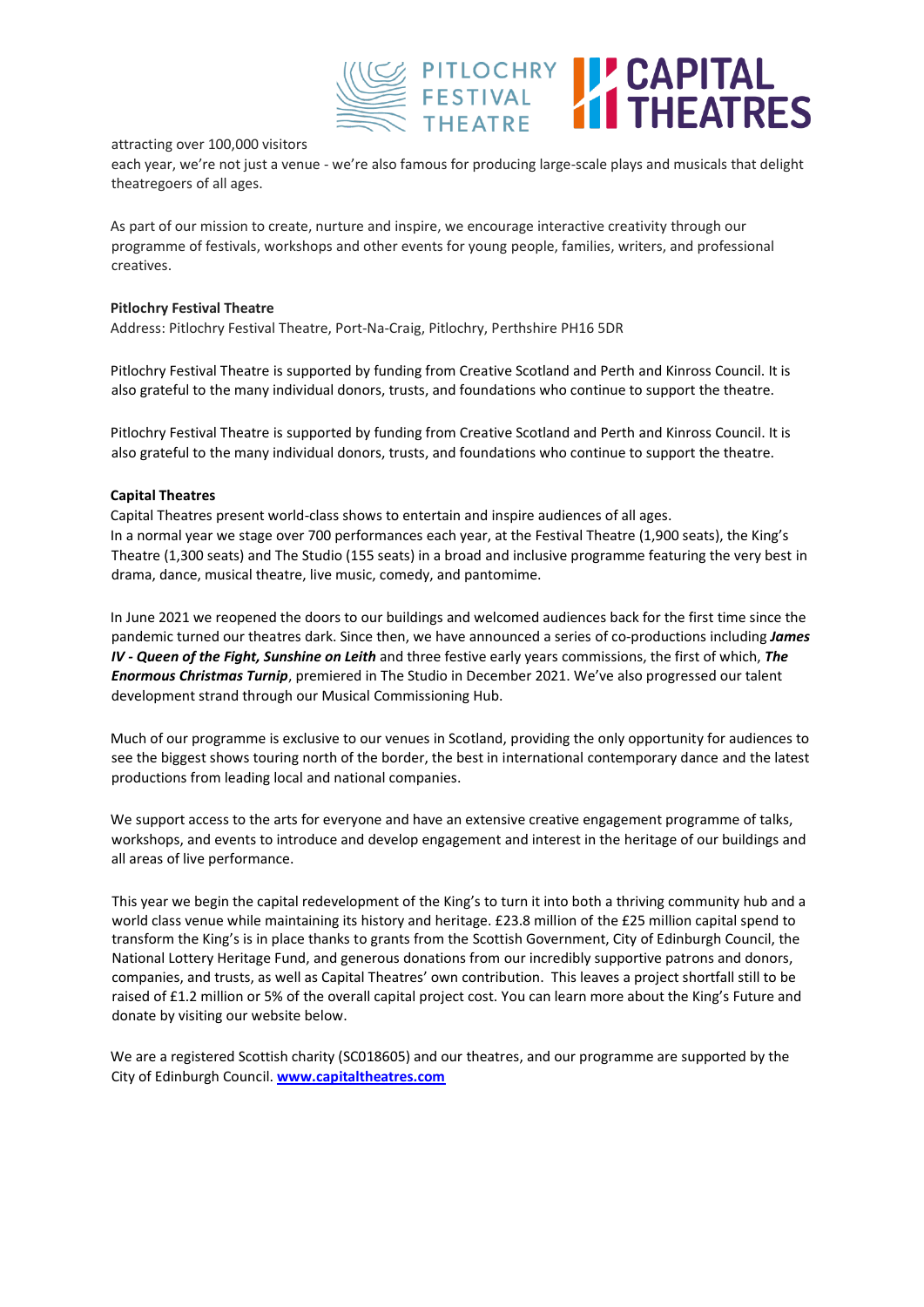attracting over 100,000 visitors
each year, we're not just a venue - we're also famous for producing large-scale plays and musicals that delight theatregoers of all ages.

As part of our mission to create, nurture and inspire, we encourage interactive creativity through our programme of festivals, workshops and other events for young people, families, writers, and professional creatives.

**Pitlochry Festival Theatre**
Address: Pitlochry Festival Theatre, Port-Na-Craig, Pitlochry, Perthshire PH16 5DR

Pitlochry Festival Theatre is supported by funding from Creative Scotland and Perth and Kinross Council. It is also grateful to the many individual donors, trusts, and foundations who continue to support the theatre.

Pitlochry Festival Theatre is supported by funding from Creative Scotland and Perth and Kinross Council. It is also grateful to the many individual donors, trusts, and foundations who continue to support the theatre.

**Capital Theatres**
Capital Theatres present world-class shows to entertain and inspire audiences of all ages.
In a normal year we stage over 700 performances each year, at the Festival Theatre (1,900 seats), the King's Theatre (1,300 seats) and The Studio (155 seats) in a broad and inclusive programme featuring the very best in drama, dance, musical theatre, live music, comedy, and pantomime.

In June 2021 we reopened the doors to our buildings and welcomed audiences back for the first time since the pandemic turned our theatres dark. Since then, we have announced a series of co-productions including ***James IV - Queen of the Fight, Sunshine on Leith*** and three festive early years commissions, the first of which, ***The Enormous Christmas Turnip***, premiered in The Studio in December 2021. We've also progressed our talent development strand through our Musical Commissioning Hub.

Much of our programme is exclusive to our venues in Scotland, providing the only opportunity for audiences to see the biggest shows touring north of the border, the best in international contemporary dance and the latest productions from leading local and national companies.

We support access to the arts for everyone and have an extensive creative engagement programme of talks, workshops, and events to introduce and develop engagement and interest in the heritage of our buildings and all areas of live performance.

This year we begin the capital redevelopment of the King's to turn it into both a thriving community hub and a world class venue while maintaining its history and heritage. £23.8 million of the £25 million capital spend to transform the King's is in place thanks to grants from the Scottish Government, City of Edinburgh Council, the National Lottery Heritage Fund, and generous donations from our incredibly supportive patrons and donors, companies, and trusts, as well as Capital Theatres' own contribution. This leaves a project shortfall still to be raised of £1.2 million or 5% of the overall capital project cost. You can learn more about the King's Future and donate by visiting our website below.

We are a registered Scottish charity (SC018605) and our theatres, and our programme are supported by the City of Edinburgh Council. **www.capitaltheatres.com**